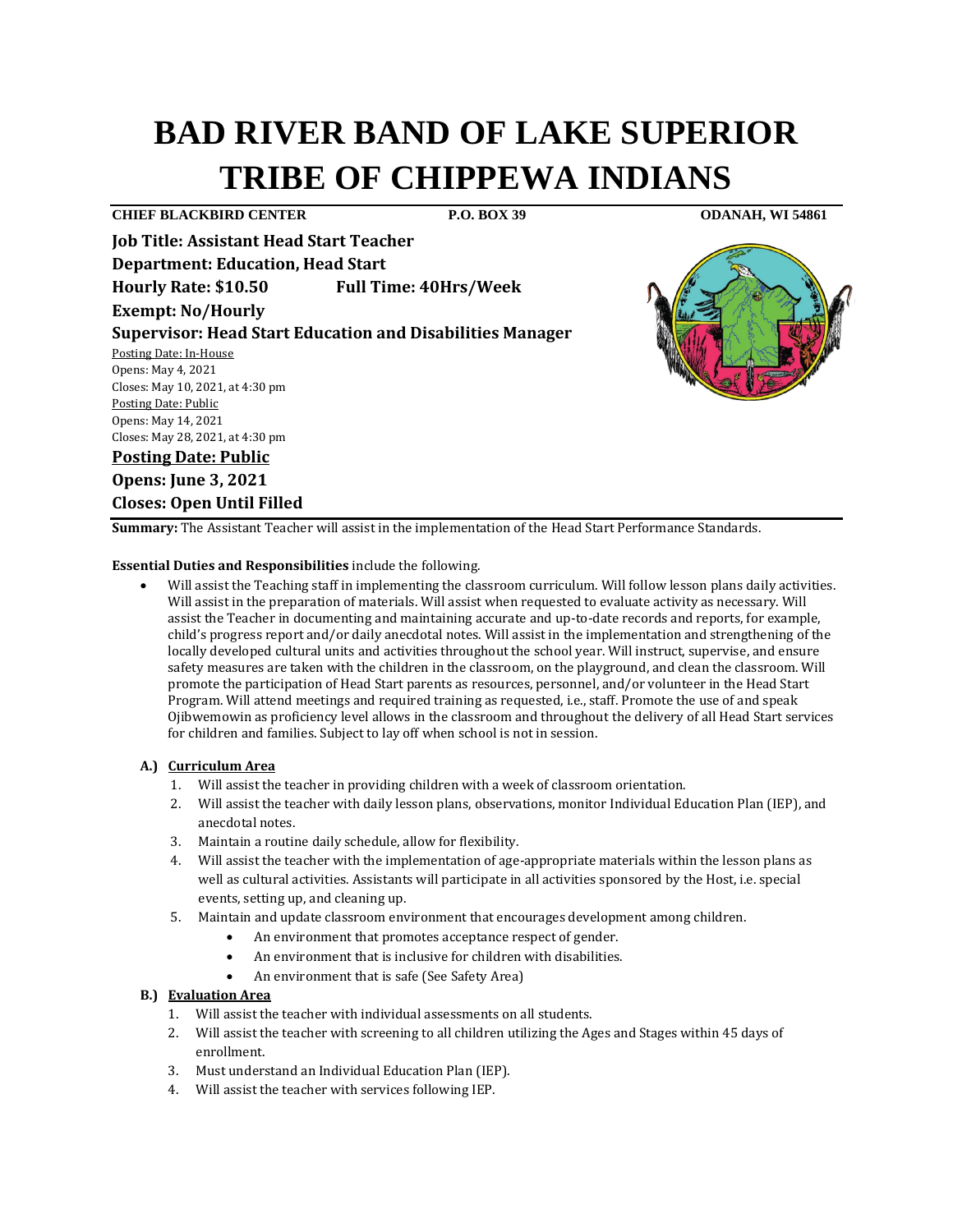# BAD RIVER BAND OF LAKE SUPERIOR TRIBE OF CHIPPEWA INDIANS

**CHIEF BLACKBIRD CENTER** **P.O. BOX 39** **ODANAH, WI 54861**

**Job Title: Assistant Head Start Teacher**
**Department: Education, Head Start**
**Hourly Rate: $10.50** **Full Time: 40Hrs/Week**
**Exempt: No/Hourly**
**Supervisor: Head Start Education and Disabilities Manager**

Posting Date: In-House
Opens: May 4, 2021
Closes: May 10, 2021, at 4:30 pm
Posting Date: Public
Opens: May 14, 2021
Closes: May 28, 2021, at 4:30 pm

**Posting Date: Public**
**Opens: June 3, 2021**
**Closes: Open Until Filled**

**Summary:** The Assistant Teacher will assist in the implementation of the Head Start Performance Standards.

**Essential Duties and Responsibilities** include the following.

- Will assist the Teaching staff in implementing the classroom curriculum. Will follow lesson plans daily activities. Will assist in the preparation of materials. Will assist when requested to evaluate activity as necessary. Will assist the Teacher in documenting and maintaining accurate and up-to-date records and reports, for example, child's progress report and/or daily anecdotal notes. Will assist in the implementation and strengthening of the locally developed cultural units and activities throughout the school year. Will instruct, supervise, and ensure safety measures are taken with the children in the classroom, on the playground, and clean the classroom. Will promote the participation of Head Start parents as resources, personnel, and/or volunteer in the Head Start Program. Will attend meetings and required training as requested, i.e., staff. Promote the use of and speak Ojibwemowin as proficiency level allows in the classroom and throughout the delivery of all Head Start services for children and families. Subject to lay off when school is not in session.

**A.) Curriculum Area**

1. Will assist the teacher in providing children with a week of classroom orientation.
2. Will assist the teacher with daily lesson plans, observations, monitor Individual Education Plan (IEP), and anecdotal notes.
3. Maintain a routine daily schedule, allow for flexibility.
4. Will assist the teacher with the implementation of age-appropriate materials within the lesson plans as well as cultural activities. Assistants will participate in all activities sponsored by the Host, i.e. special events, setting up, and cleaning up.
5. Maintain and update classroom environment that encourages development among children.
   - An environment that promotes acceptance respect of gender.
   - An environment that is inclusive for children with disabilities.
   - An environment that is safe (See Safety Area)

**B.) Evaluation Area**

1. Will assist the teacher with individual assessments on all students.
2. Will assist the teacher with screening to all children utilizing the Ages and Stages within 45 days of enrollment.
3. Must understand an Individual Education Plan (IEP).
4. Will assist the teacher with services following IEP.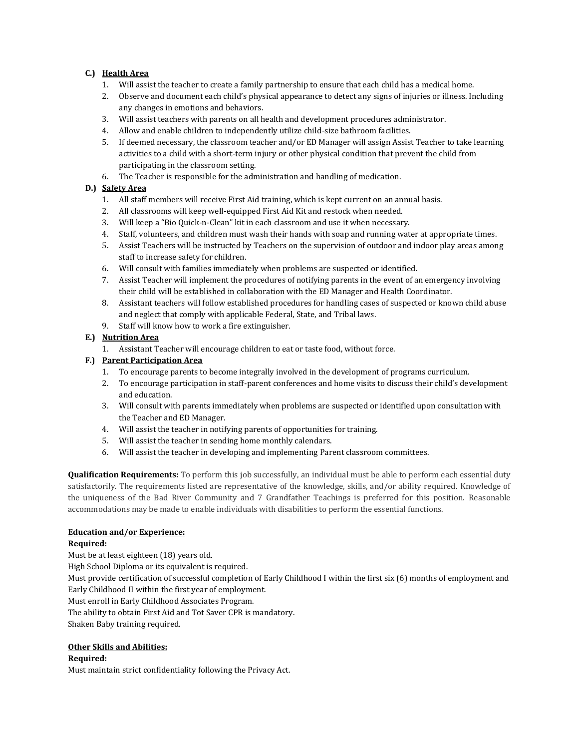**C.) <u>Health Area</u>**

1. Will assist the teacher to create a family partnership to ensure that each child has a medical home.
2. Observe and document each child's physical appearance to detect any signs of injuries or illness. Including any changes in emotions and behaviors.
3. Will assist teachers with parents on all health and development procedures administrator.
4. Allow and enable children to independently utilize child-size bathroom facilities.
5. If deemed necessary, the classroom teacher and/or ED Manager will assign Assist Teacher to take learning activities to a child with a short-term injury or other physical condition that prevent the child from participating in the classroom setting.
6. The Teacher is responsible for the administration and handling of medication.

**D.) <u>Safety Area</u>**

1. All staff members will receive First Aid training, which is kept current on an annual basis.
2. All classrooms will keep well-equipped First Aid Kit and restock when needed.
3. Will keep a "Bio Quick-n-Clean" kit in each classroom and use it when necessary.
4. Staff, volunteers, and children must wash their hands with soap and running water at appropriate times.
5. Assist Teachers will be instructed by Teachers on the supervision of outdoor and indoor play areas among staff to increase safety for children.
6. Will consult with families immediately when problems are suspected or identified.
7. Assist Teacher will implement the procedures of notifying parents in the event of an emergency involving their child will be established in collaboration with the ED Manager and Health Coordinator.
8. Assistant teachers will follow established procedures for handling cases of suspected or known child abuse and neglect that comply with applicable Federal, State, and Tribal laws.
9. Staff will know how to work a fire extinguisher.

**E.) <u>Nutrition Area</u>**

1. Assistant Teacher will encourage children to eat or taste food, without force.

**F.) <u>Parent Participation Area</u>**

1. To encourage parents to become integrally involved in the development of programs curriculum.
2. To encourage participation in staff-parent conferences and home visits to discuss their child's development and education.
3. Will consult with parents immediately when problems are suspected or identified upon consultation with the Teacher and ED Manager.
4. Will assist the teacher in notifying parents of opportunities for training.
5. Will assist the teacher in sending home monthly calendars.
6. Will assist the teacher in developing and implementing Parent classroom committees.

**Qualification Requirements:** To perform this job successfully, an individual must be able to perform each essential duty satisfactorily. The requirements listed are representative of the knowledge, skills, and/or ability required. Knowledge of the uniqueness of the Bad River Community and 7 Grandfather Teachings is preferred for this position. Reasonable accommodations may be made to enable individuals with disabilities to perform the essential functions.

**<u>Education and/or Experience:</u>**

**Required:**

Must be at least eighteen (18) years old.
High School Diploma or its equivalent is required.
Must provide certification of successful completion of Early Childhood I within the first six (6) months of employment and Early Childhood II within the first year of employment.
Must enroll in Early Childhood Associates Program.
The ability to obtain First Aid and Tot Saver CPR is mandatory.
Shaken Baby training required.

**<u>Other Skills and Abilities:</u>**

**Required:**

Must maintain strict confidentiality following the Privacy Act.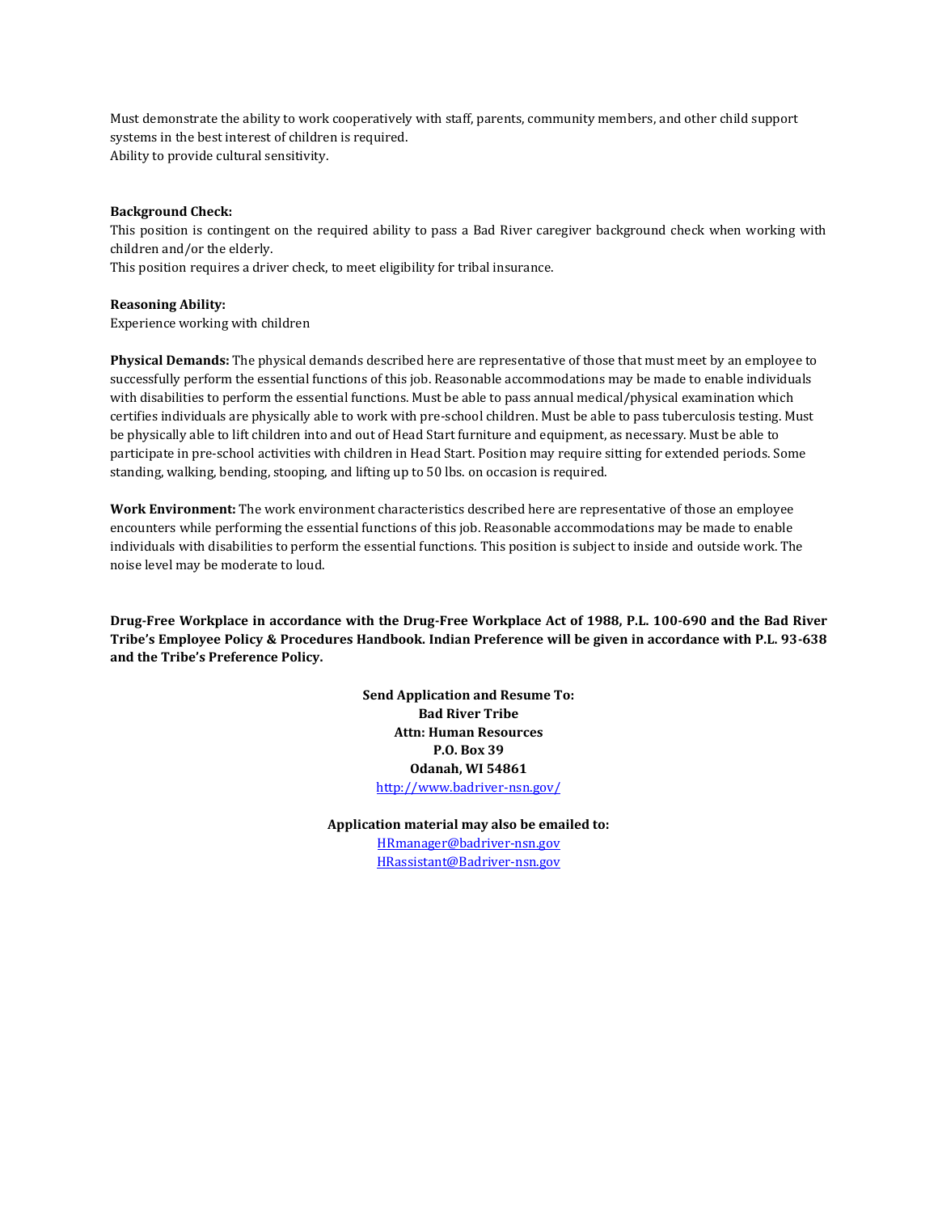Must demonstrate the ability to work cooperatively with staff, parents, community members, and other child support systems in the best interest of children is required.
Ability to provide cultural sensitivity.

**Background Check:**
This position is contingent on the required ability to pass a Bad River caregiver background check when working with children and/or the elderly.
This position requires a driver check, to meet eligibility for tribal insurance.

**Reasoning Ability:**
Experience working with children

**Physical Demands:** The physical demands described here are representative of those that must meet by an employee to successfully perform the essential functions of this job. Reasonable accommodations may be made to enable individuals with disabilities to perform the essential functions. Must be able to pass annual medical/physical examination which certifies individuals are physically able to work with pre-school children. Must be able to pass tuberculosis testing. Must be physically able to lift children into and out of Head Start furniture and equipment, as necessary. Must be able to participate in pre-school activities with children in Head Start. Position may require sitting for extended periods. Some standing, walking, bending, stooping, and lifting up to 50 lbs. on occasion is required.

**Work Environment:** The work environment characteristics described here are representative of those an employee encounters while performing the essential functions of this job. Reasonable accommodations may be made to enable individuals with disabilities to perform the essential functions. This position is subject to inside and outside work. The noise level may be moderate to loud.

**Drug-Free Workplace in accordance with the Drug-Free Workplace Act of 1988, P.L. 100-690 and the Bad River Tribe's Employee Policy & Procedures Handbook. Indian Preference will be given in accordance with P.L. 93-638 and the Tribe's Preference Policy.**

**Send Application and Resume To:**
**Bad River Tribe**
**Attn: Human Resources**
**P.O. Box 39**
**Odanah, WI 54861**
http://www.badriver-nsn.gov/

**Application material may also be emailed to:**
HRmanager@badriver-nsn.gov
HRassistant@Badriver-nsn.gov